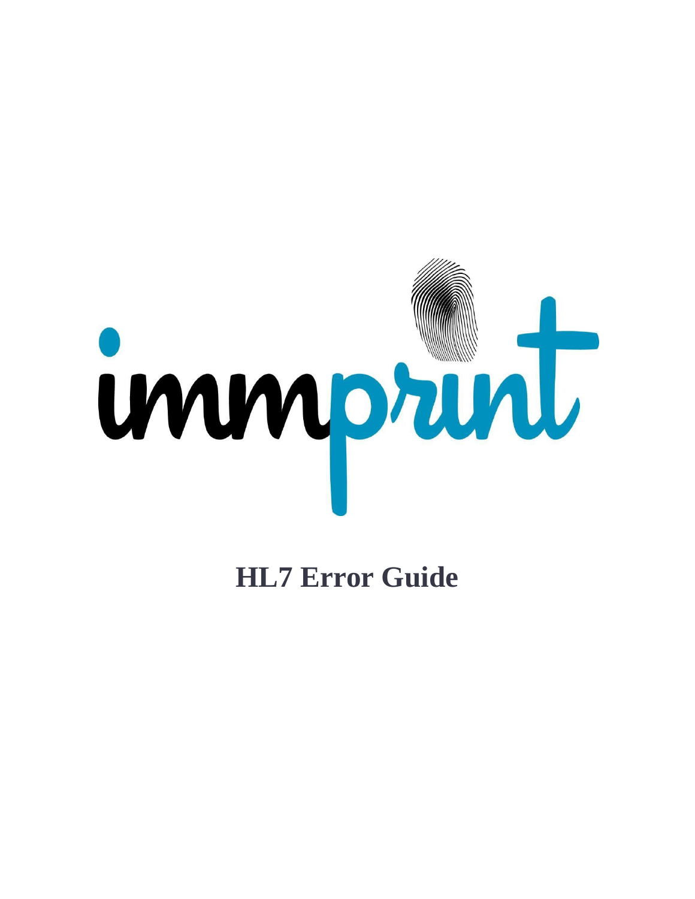immprint

# HL7 Error Guide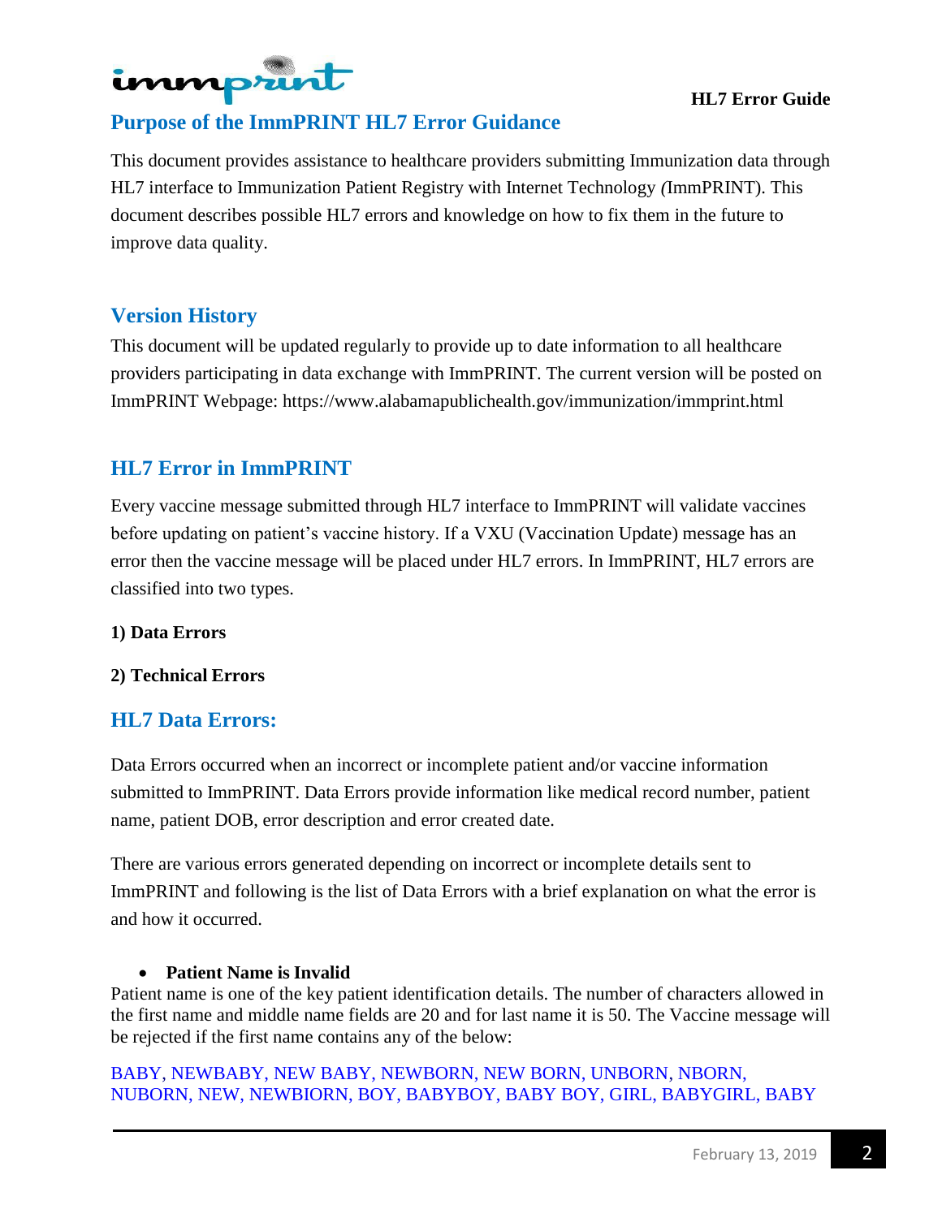## Purpose of the ImmPRINT HL7 Error Guidance

This document provides assistance to healthcare providers submitting Immunization data through HL7 interface to Immunization Patient Registry with Internet Technology *(*ImmPRINT). This document describes possible HL7 errors and knowledge on how to fix them in the future to improve data quality.

## Version History

This document will be updated regularly to provide up to date information to all healthcare providers participating in data exchange with ImmPRINT. The current version will be posted on ImmPRINT Webpage: https://www.alabamapublichealth.gov/immunization/immprint.html

## HL7 Error in ImmPRINT

Every vaccine message submitted through HL7 interface to ImmPRINT will validate vaccines before updating on patient's vaccine history. If a VXU (Vaccination Update) message has an error then the vaccine message will be placed under HL7 errors. In ImmPRINT, HL7 errors are classified into two types.

**1) Data Errors**

**2) Technical Errors**

## HL7 Data Errors:

Data Errors occurred when an incorrect or incomplete patient and/or vaccine information submitted to ImmPRINT. Data Errors provide information like medical record number, patient name, patient DOB, error description and error created date.

There are various errors generated depending on incorrect or incomplete details sent to ImmPRINT and following is the list of Data Errors with a brief explanation on what the error is and how it occurred.

- **Patient Name is Invalid**

Patient name is one of the key patient identification details. The number of characters allowed in the first name and middle name fields are 20 and for last name it is 50. The Vaccine message will be rejected if the first name contains any of the below:

BABY, NEWBABY, NEW BABY, NEWBORN, NEW BORN, UNBORN, NBORN, NUBORN, NEW, NEWBIORN, BOY, BABYBOY, BABY BOY, GIRL, BABYGIRL, BABY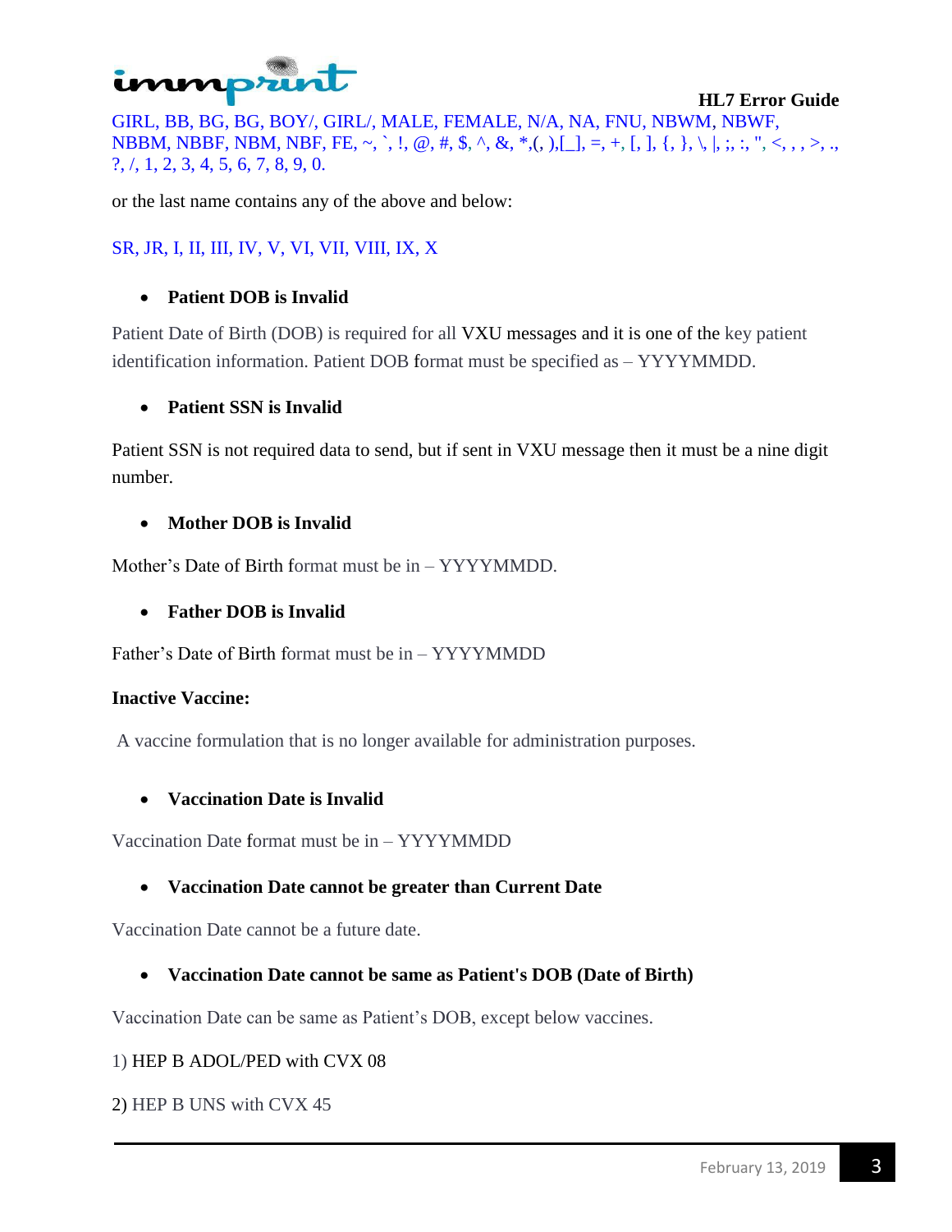GIRL, BB, BG, BG, BOY/, GIRL/, MALE, FEMALE, N/A, NA, FNU, NBWM, NBWF, NBBM, NBBF, NBM, NBF, FE, ~, `, !, @, #, $, ^, &, *,(, ),[_], =, +, [, ], {, }, \, |, ;, :, ", <, , , >, ., ?, /, 1, 2, 3, 4, 5, 6, 7, 8, 9, 0.

or the last name contains any of the above and below:

SR, JR, I, II, III, IV, V, VI, VII, VIII, IX, X

- **Patient DOB is Invalid**

Patient Date of Birth (DOB) is required for all VXU messages and it is one of the key patient identification information. Patient DOB format must be specified as – YYYYMMDD.

- **Patient SSN is Invalid**

Patient SSN is not required data to send, but if sent in VXU message then it must be a nine digit number.

- **Mother DOB is Invalid**

Mother's Date of Birth format must be in – YYYYMMDD.

- **Father DOB is Invalid**

Father's Date of Birth format must be in – YYYYMMDD

**Inactive Vaccine:**

A vaccine formulation that is no longer available for administration purposes.

- **Vaccination Date is Invalid**

Vaccination Date format must be in – YYYYMMDD

- **Vaccination Date cannot be greater than Current Date**

Vaccination Date cannot be a future date.

- **Vaccination Date cannot be same as Patient's DOB (Date of Birth)**

Vaccination Date can be same as Patient's DOB, except below vaccines.

1) HEP B ADOL/PED with CVX 08

2) HEP B UNS with CVX 45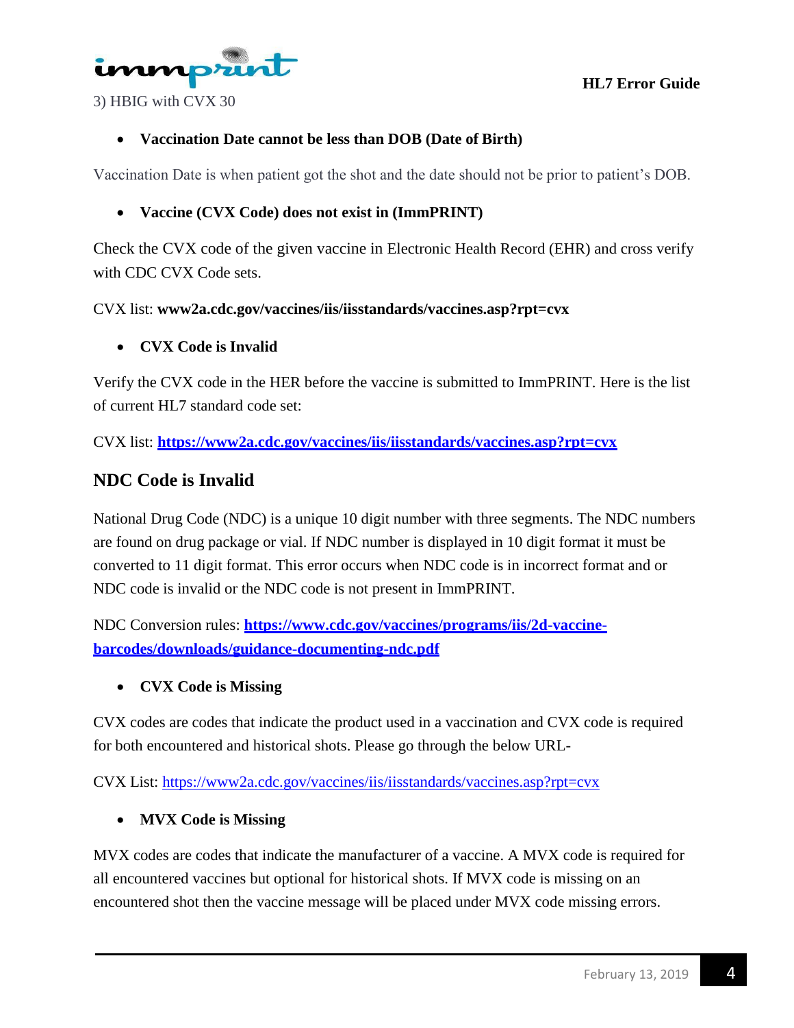3) HBIG with CVX 30

- **Vaccination Date cannot be less than DOB (Date of Birth)**

Vaccination Date is when patient got the shot and the date should not be prior to patient's DOB.

- **Vaccine (CVX Code) does not exist in (ImmPRINT)**

Check the CVX code of the given vaccine in Electronic Health Record (EHR) and cross verify with CDC CVX Code sets.

CVX list: **www2a.cdc.gov/vaccines/iis/iisstandards/vaccines.asp?rpt=cvx**

- **CVX Code is Invalid**

Verify the CVX code in the HER before the vaccine is submitted to ImmPRINT. Here is the list of current HL7 standard code set:

CVX list: **[https://www2a.cdc.gov/vaccines/iis/iisstandards/vaccines.asp?rpt=cvx](https://www2a.cdc.gov/vaccines/iis/iisstandards/vaccines.asp?rpt=cvx)**

## NDC Code is Invalid

National Drug Code (NDC) is a unique 10 digit number with three segments. The NDC numbers are found on drug package or vial. If NDC number is displayed in 10 digit format it must be converted to 11 digit format. This error occurs when NDC code is in incorrect format and or NDC code is invalid or the NDC code is not present in ImmPRINT.

NDC Conversion rules: **[https://www.cdc.gov/vaccines/programs/iis/2d-vaccine-barcodes/downloads/guidance-documenting-ndc.pdf](https://www.cdc.gov/vaccines/programs/iis/2d-vaccine-barcodes/downloads/guidance-documenting-ndc.pdf)**

- **CVX Code is Missing**

CVX codes are codes that indicate the product used in a vaccination and CVX code is required for both encountered and historical shots. Please go through the below URL-

CVX List: [https://www2a.cdc.gov/vaccines/iis/iisstandards/vaccines.asp?rpt=cvx](https://www2a.cdc.gov/vaccines/iis/iisstandards/vaccines.asp?rpt=cvx)

- **MVX Code is Missing**

MVX codes are codes that indicate the manufacturer of a vaccine. A MVX code is required for all encountered vaccines but optional for historical shots. If MVX code is missing on an encountered shot then the vaccine message will be placed under MVX code missing errors.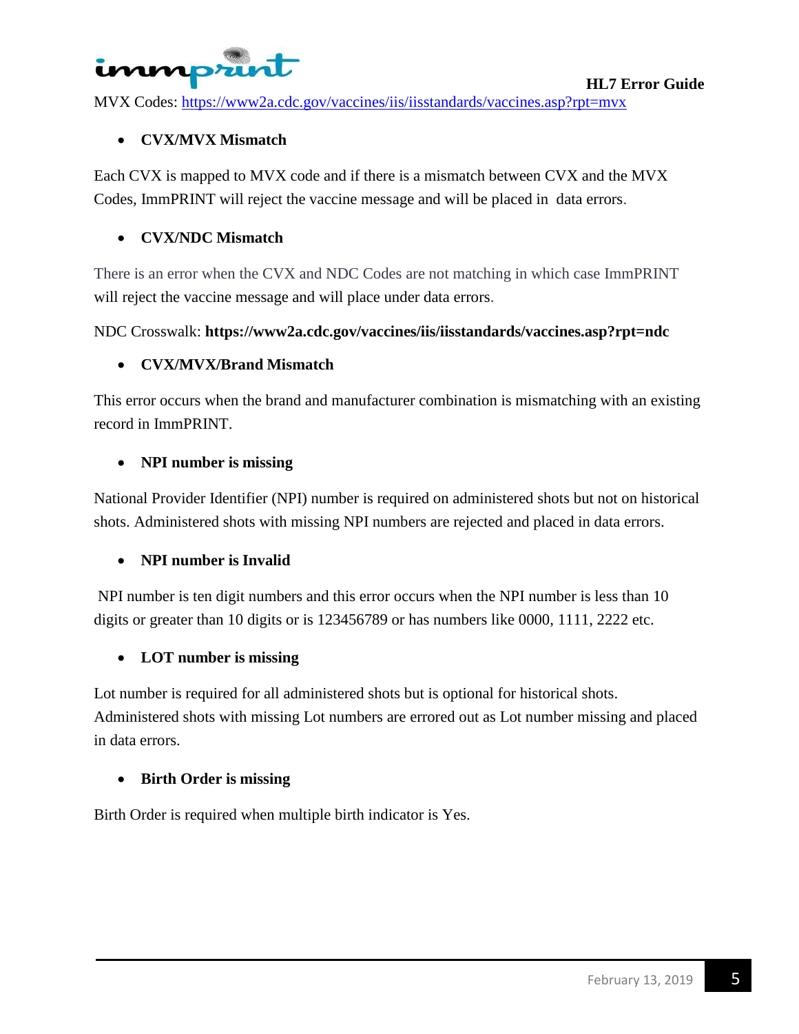MVX Codes: https://www2a.cdc.gov/vaccines/iis/iisstandards/vaccines.asp?rpt=mvx

- **CVX/MVX Mismatch**

Each CVX is mapped to MVX code and if there is a mismatch between CVX and the MVX Codes, ImmPRINT will reject the vaccine message and will be placed in data errors.

- **CVX/NDC Mismatch**

There is an error when the CVX and NDC Codes are not matching in which case ImmPRINT will reject the vaccine message and will place under data errors.

NDC Crosswalk: **https://www2a.cdc.gov/vaccines/iis/iisstandards/vaccines.asp?rpt=ndc**

- **CVX/MVX/Brand Mismatch**

This error occurs when the brand and manufacturer combination is mismatching with an existing record in ImmPRINT.

- **NPI number is missing**

National Provider Identifier (NPI) number is required on administered shots but not on historical shots. Administered shots with missing NPI numbers are rejected and placed in data errors.

- **NPI number is Invalid**

NPI number is ten digit numbers and this error occurs when the NPI number is less than 10 digits or greater than 10 digits or is 123456789 or has numbers like 0000, 1111, 2222 etc.

- **LOT number is missing**

Lot number is required for all administered shots but is optional for historical shots. Administered shots with missing Lot numbers are errored out as Lot number missing and placed in data errors.

- **Birth Order is missing**

Birth Order is required when multiple birth indicator is Yes.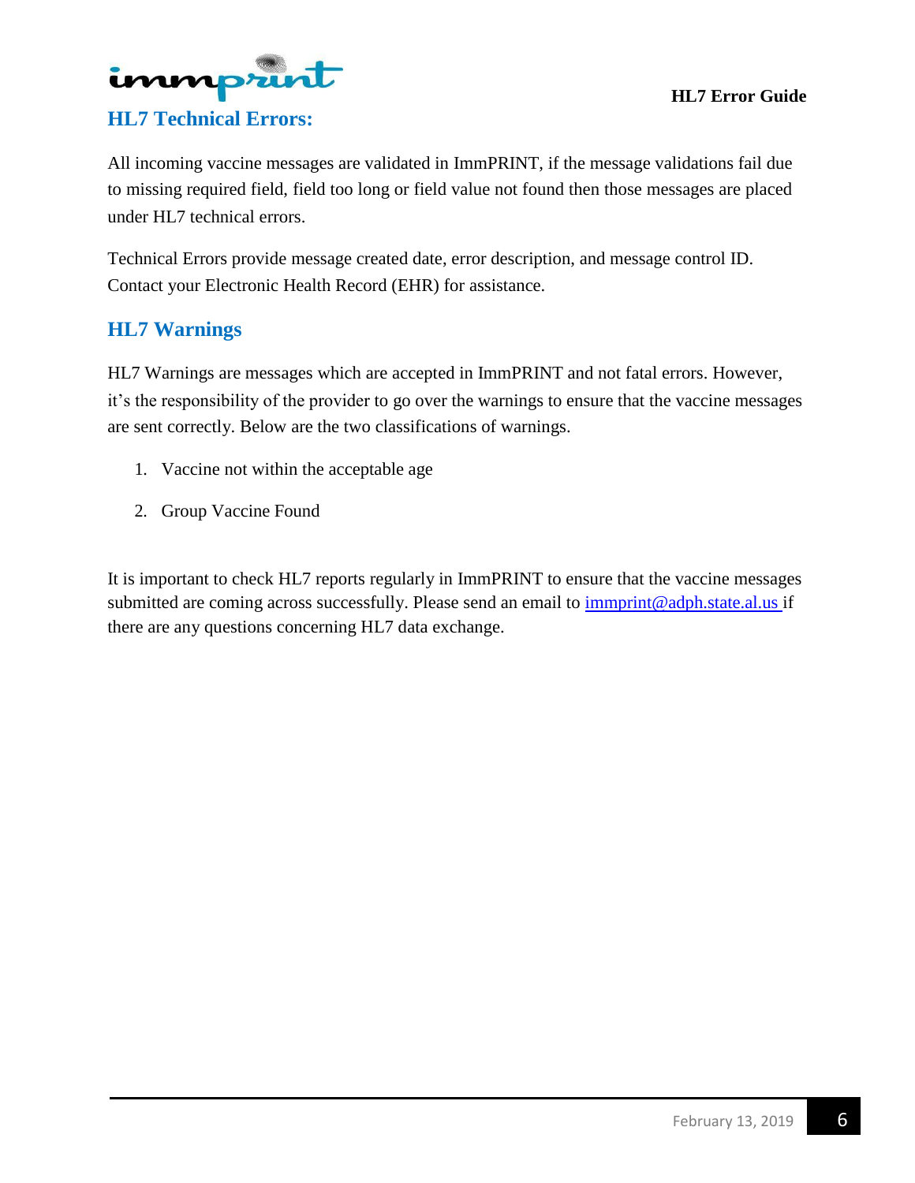## HL7 Technical Errors:

All incoming vaccine messages are validated in ImmPRINT, if the message validations fail due to missing required field, field too long or field value not found then those messages are placed under HL7 technical errors.

Technical Errors provide message created date, error description, and message control ID. Contact your Electronic Health Record (EHR) for assistance.

## HL7 Warnings

HL7 Warnings are messages which are accepted in ImmPRINT and not fatal errors. However, it's the responsibility of the provider to go over the warnings to ensure that the vaccine messages are sent correctly. Below are the two classifications of warnings.

1. Vaccine not within the acceptable age
2. Group Vaccine Found

It is important to check HL7 reports regularly in ImmPRINT to ensure that the vaccine messages submitted are coming across successfully. Please send an email to immprint@adph.state.al.us if there are any questions concerning HL7 data exchange.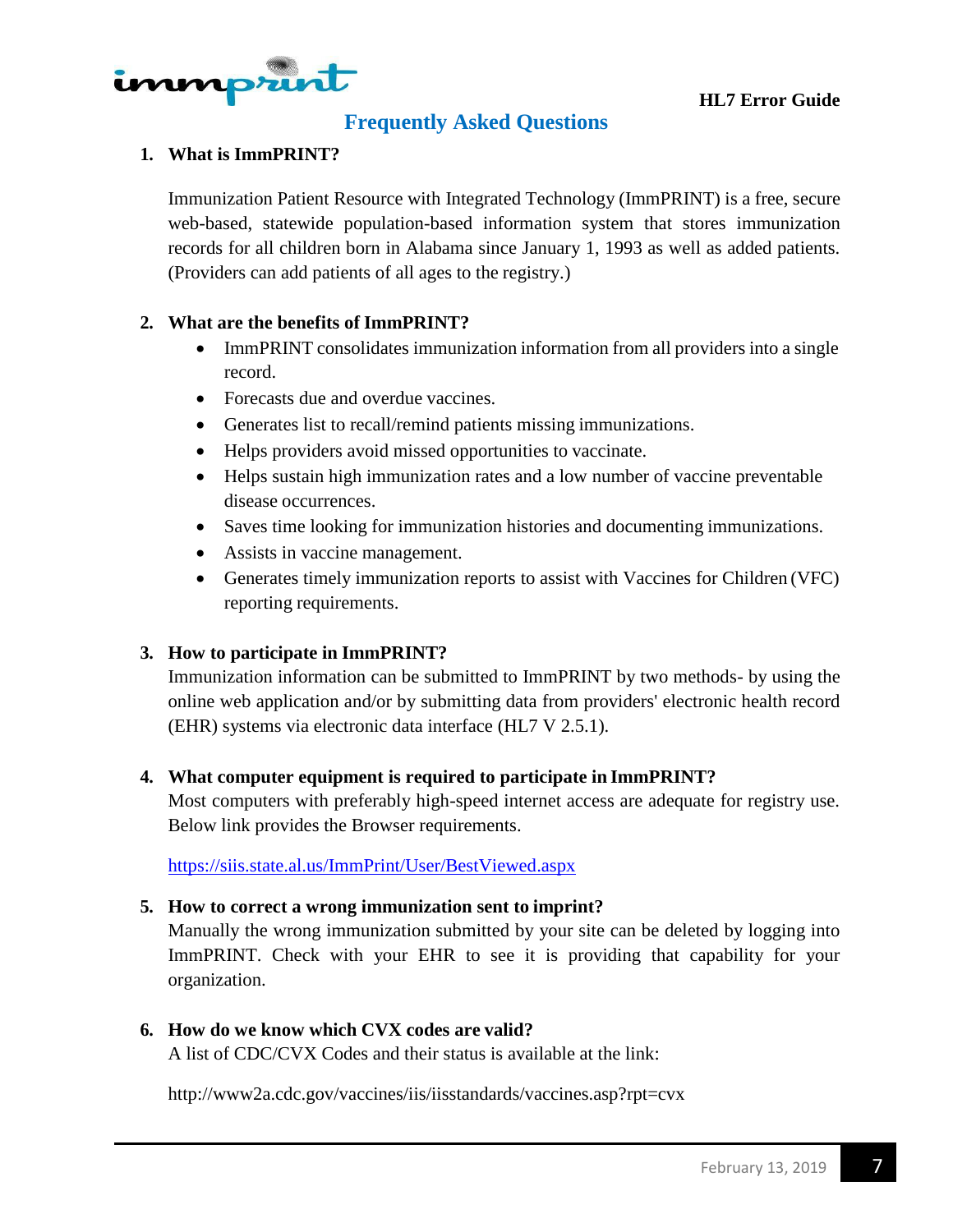## Frequently Asked Questions

1. **What is ImmPRINT?**

   Immunization Patient Resource with Integrated Technology (ImmPRINT) is a free, secure web-based, statewide population-based information system that stores immunization records for all children born in Alabama since January 1, 1993 as well as added patients. (Providers can add patients of all ages to the registry.)

2. **What are the benefits of ImmPRINT?**
   - ImmPRINT consolidates immunization information from all providers into a single record.
   - Forecasts due and overdue vaccines.
   - Generates list to recall/remind patients missing immunizations.
   - Helps providers avoid missed opportunities to vaccinate.
   - Helps sustain high immunization rates and a low number of vaccine preventable disease occurrences.
   - Saves time looking for immunization histories and documenting immunizations.
   - Assists in vaccine management.
   - Generates timely immunization reports to assist with Vaccines for Children (VFC) reporting requirements.

3. **How to participate in ImmPRINT?**
   Immunization information can be submitted to ImmPRINT by two methods- by using the online web application and/or by submitting data from providers' electronic health record (EHR) systems via electronic data interface (HL7 V 2.5.1).

4. **What computer equipment is required to participate in ImmPRINT?**
   Most computers with preferably high-speed internet access are adequate for registry use. Below link provides the Browser requirements.

   https://siis.state.al.us/ImmPrint/User/BestViewed.aspx

5. **How to correct a wrong immunization sent to imprint?**
   Manually the wrong immunization submitted by your site can be deleted by logging into ImmPRINT. Check with your EHR to see it is providing that capability for your organization.

6. **How do we know which CVX codes are valid?**
   A list of CDC/CVX Codes and their status is available at the link:

   http://www2a.cdc.gov/vaccines/iis/iisstandards/vaccines.asp?rpt=cvx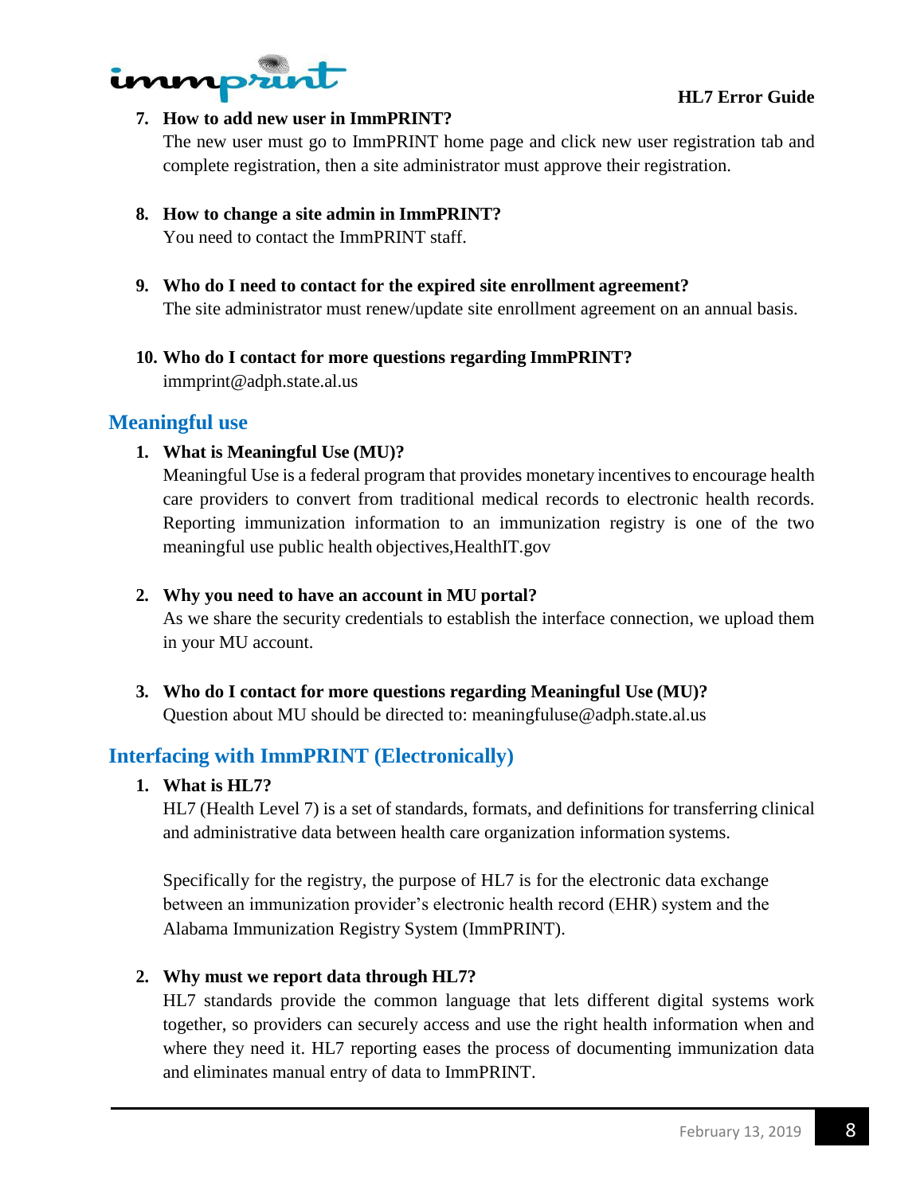7. **How to add new user in ImmPRINT?**
   The new user must go to ImmPRINT home page and click new user registration tab and complete registration, then a site administrator must approve their registration.

8. **How to change a site admin in ImmPRINT?**
   You need to contact the ImmPRINT staff.

9. **Who do I need to contact for the expired site enrollment agreement?**
   The site administrator must renew/update site enrollment agreement on an annual basis.

10. **Who do I contact for more questions regarding ImmPRINT?**
    immprint@adph.state.al.us

## Meaningful use

1. **What is Meaningful Use (MU)?**
   Meaningful Use is a federal program that provides monetary incentives to encourage health care providers to convert from traditional medical records to electronic health records. Reporting immunization information to an immunization registry is one of the two meaningful use public health objectives,HealthIT.gov

2. **Why you need to have an account in MU portal?**
   As we share the security credentials to establish the interface connection, we upload them in your MU account.

3. **Who do I contact for more questions regarding Meaningful Use (MU)?**
   Question about MU should be directed to: meaningfuluse@adph.state.al.us

## Interfacing with ImmPRINT (Electronically)

1. **What is HL7?**
   HL7 (Health Level 7) is a set of standards, formats, and definitions for transferring clinical and administrative data between health care organization information systems.

   Specifically for the registry, the purpose of HL7 is for the electronic data exchange between an immunization provider's electronic health record (EHR) system and the Alabama Immunization Registry System (ImmPRINT).

2. **Why must we report data through HL7?**
   HL7 standards provide the common language that lets different digital systems work together, so providers can securely access and use the right health information when and where they need it. HL7 reporting eases the process of documenting immunization data and eliminates manual entry of data to ImmPRINT.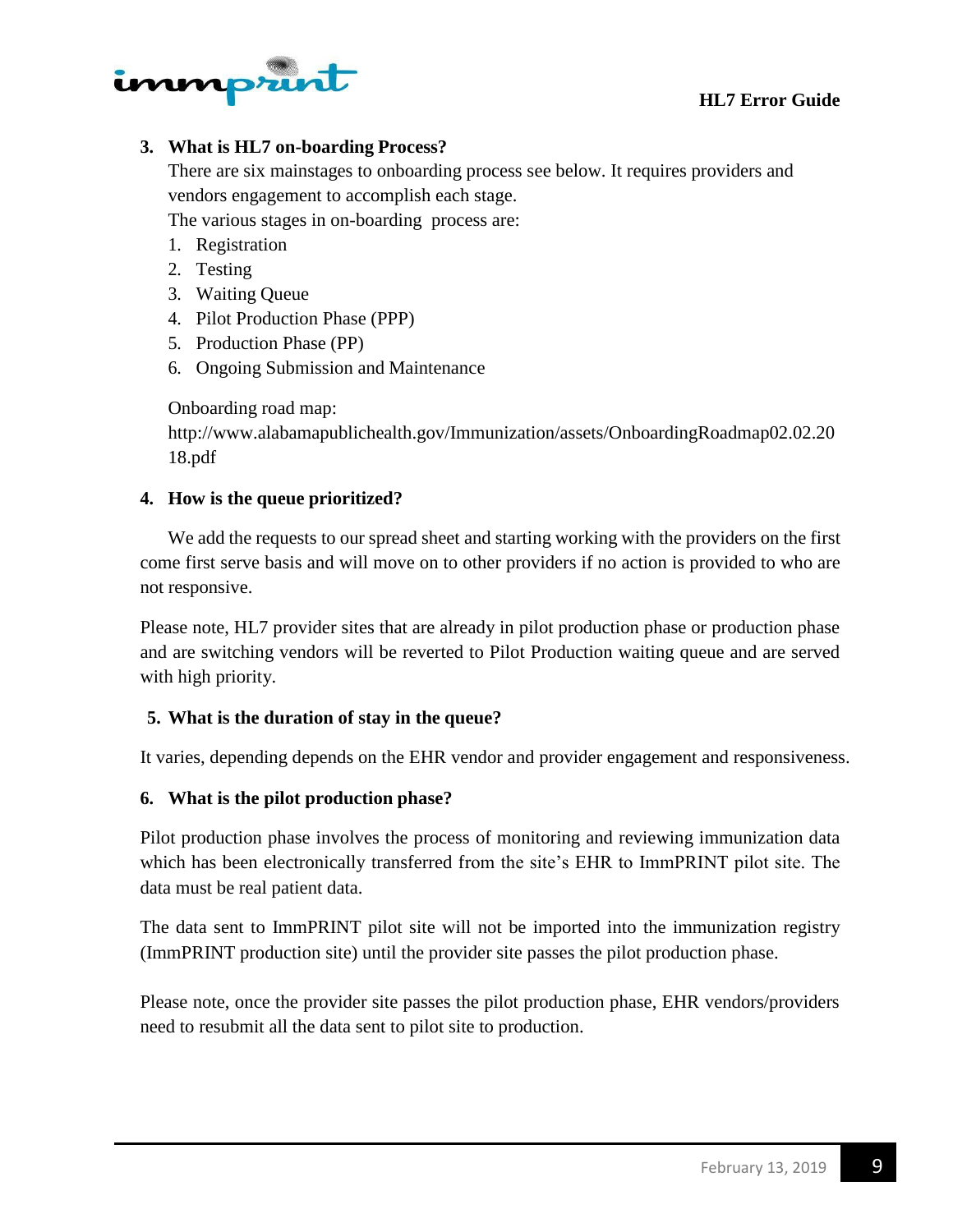**3. What is HL7 on-boarding Process?**

There are six mainstages to onboarding process see below. It requires providers and vendors engagement to accomplish each stage.

The various stages in on-boarding process are:

1. Registration
2. Testing
3. Waiting Queue
4. Pilot Production Phase (PPP)
5. Production Phase (PP)
6. Ongoing Submission and Maintenance

Onboarding road map:
http://www.alabamapublichealth.gov/Immunization/assets/OnboardingRoadmap02.02.2018.pdf

**4. How is the queue prioritized?**

We add the requests to our spread sheet and starting working with the providers on the first come first serve basis and will move on to other providers if no action is provided to who are not responsive.

Please note, HL7 provider sites that are already in pilot production phase or production phase and are switching vendors will be reverted to Pilot Production waiting queue and are served with high priority.

**5. What is the duration of stay in the queue?**

It varies, depending depends on the EHR vendor and provider engagement and responsiveness.

**6. What is the pilot production phase?**

Pilot production phase involves the process of monitoring and reviewing immunization data which has been electronically transferred from the site's EHR to ImmPRINT pilot site. The data must be real patient data.

The data sent to ImmPRINT pilot site will not be imported into the immunization registry (ImmPRINT production site) until the provider site passes the pilot production phase.

Please note, once the provider site passes the pilot production phase, EHR vendors/providers need to resubmit all the data sent to pilot site to production.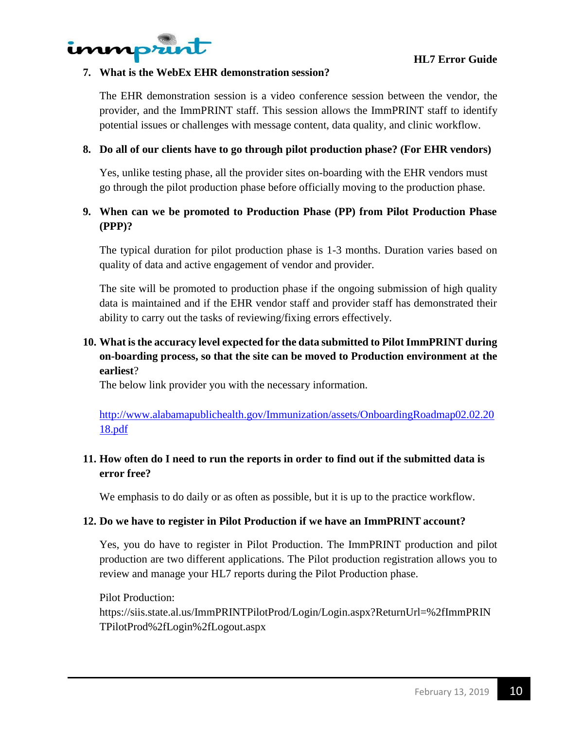7. **What is the WebEx EHR demonstration session?**

   The EHR demonstration session is a video conference session between the vendor, the provider, and the ImmPRINT staff. This session allows the ImmPRINT staff to identify potential issues or challenges with message content, data quality, and clinic workflow.

8. **Do all of our clients have to go through pilot production phase? (For EHR vendors)**

   Yes, unlike testing phase, all the provider sites on-boarding with the EHR vendors must go through the pilot production phase before officially moving to the production phase.

9. **When can we be promoted to Production Phase (PP) from Pilot Production Phase (PPP)?**

   The typical duration for pilot production phase is 1-3 months. Duration varies based on quality of data and active engagement of vendor and provider.

   The site will be promoted to production phase if the ongoing submission of high quality data is maintained and if the EHR vendor staff and provider staff has demonstrated their ability to carry out the tasks of reviewing/fixing errors effectively.

10. **What is the accuracy level expected for the data submitted to Pilot ImmPRINT during on-boarding process, so that the site can be moved to Production environment at the earliest**?

    The below link provider you with the necessary information.

    [http://www.alabamapublichealth.gov/Immunization/assets/OnboardingRoadmap02.02.2018.pdf](http://www.alabamapublichealth.gov/Immunization/assets/OnboardingRoadmap02.02.2018.pdf)

11. **How often do I need to run the reports in order to find out if the submitted data is error free?**

    We emphasis to do daily or as often as possible, but it is up to the practice workflow.

12. **Do we have to register in Pilot Production if we have an ImmPRINT account?**

    Yes, you do have to register in Pilot Production. The ImmPRINT production and pilot production are two different applications. The Pilot production registration allows you to review and manage your HL7 reports during the Pilot Production phase.

    Pilot Production:
    https://siis.state.al.us/ImmPRINTPilotProd/Login/Login.aspx?ReturnUrl=%2fImmPRINTPilotProd%2fLogin%2fLogout.aspx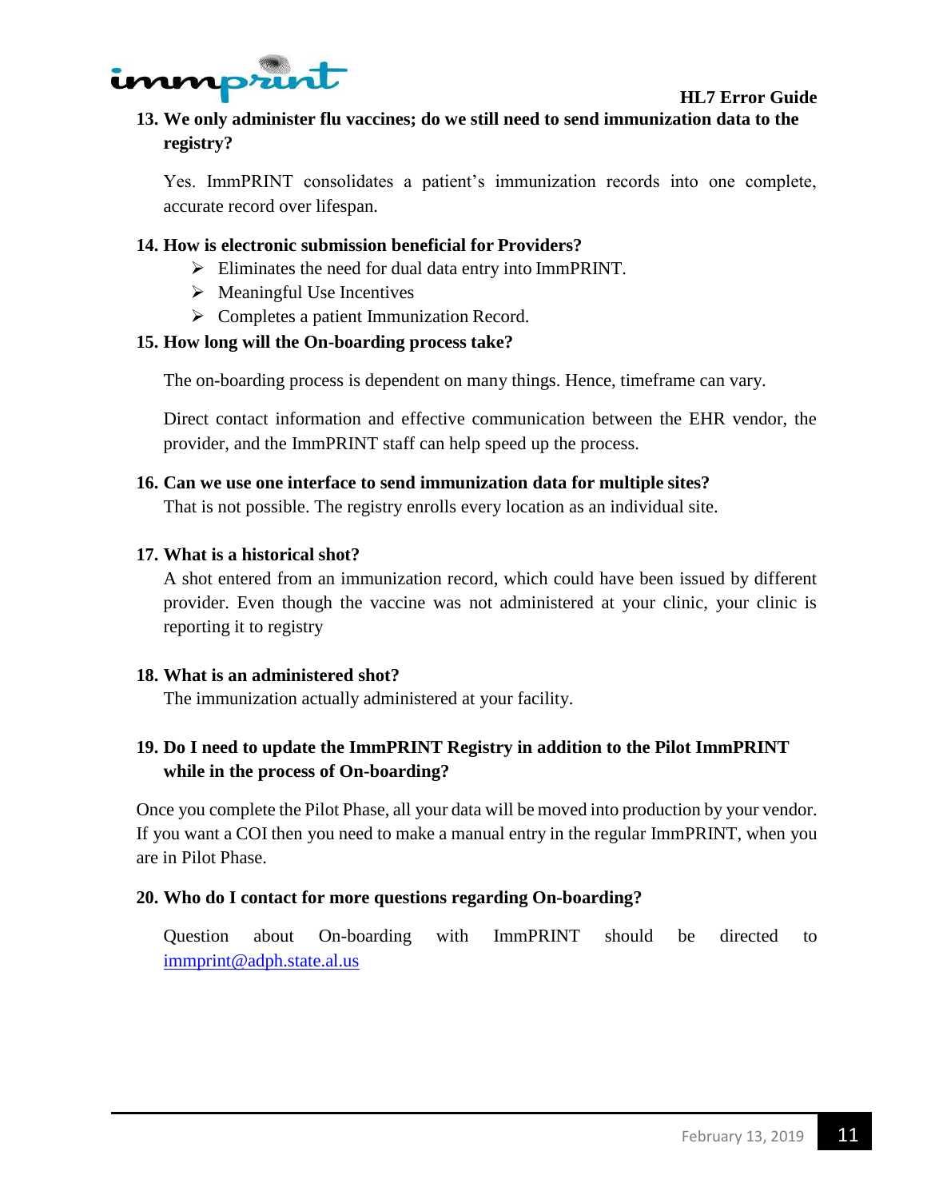**13. We only administer flu vaccines; do we still need to send immunization data to the registry?**

Yes. ImmPRINT consolidates a patient's immunization records into one complete, accurate record over lifespan.

**14. How is electronic submission beneficial for Providers?**

- Eliminates the need for dual data entry into ImmPRINT.
- Meaningful Use Incentives
- Completes a patient Immunization Record.

**15. How long will the On-boarding process take?**

The on-boarding process is dependent on many things. Hence, timeframe can vary.

Direct contact information and effective communication between the EHR vendor, the provider, and the ImmPRINT staff can help speed up the process.

**16. Can we use one interface to send immunization data for multiple sites?**

That is not possible. The registry enrolls every location as an individual site.

**17. What is a historical shot?**

A shot entered from an immunization record, which could have been issued by different provider. Even though the vaccine was not administered at your clinic, your clinic is reporting it to registry

**18. What is an administered shot?**

The immunization actually administered at your facility.

**19. Do I need to update the ImmPRINT Registry in addition to the Pilot ImmPRINT while in the process of On-boarding?**

Once you complete the Pilot Phase, all your data will be moved into production by your vendor. If you want a COI then you need to make a manual entry in the regular ImmPRINT, when you are in Pilot Phase.

**20. Who do I contact for more questions regarding On-boarding?**

Question about On-boarding with ImmPRINT should be directed to immprint@adph.state.al.us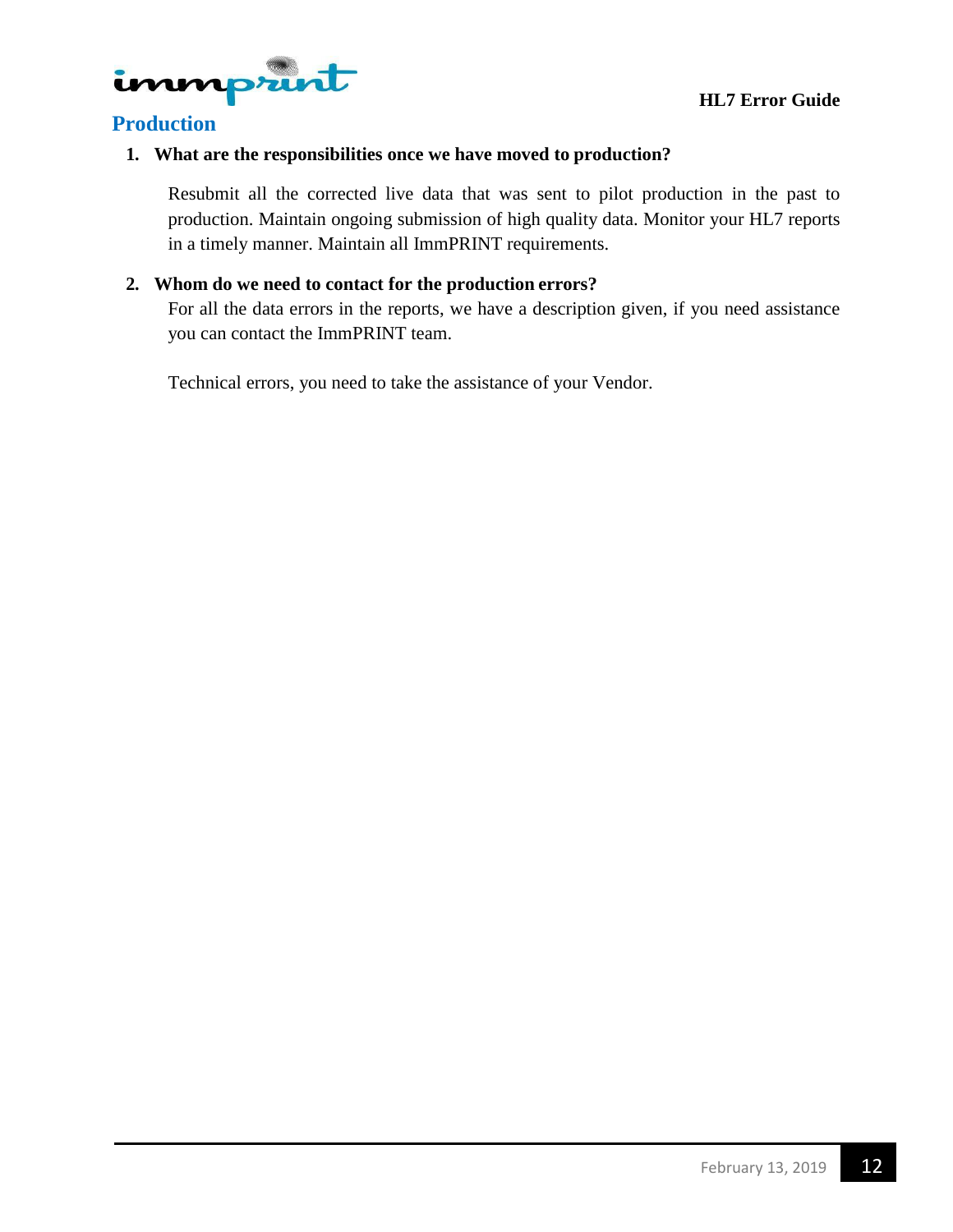## Production

1. **What are the responsibilities once we have moved to production?**

   Resubmit all the corrected live data that was sent to pilot production in the past to production. Maintain ongoing submission of high quality data. Monitor your HL7 reports in a timely manner. Maintain all ImmPRINT requirements.

2. **Whom do we need to contact for the production errors?**

   For all the data errors in the reports, we have a description given, if you need assistance you can contact the ImmPRINT team.

   Technical errors, you need to take the assistance of your Vendor.